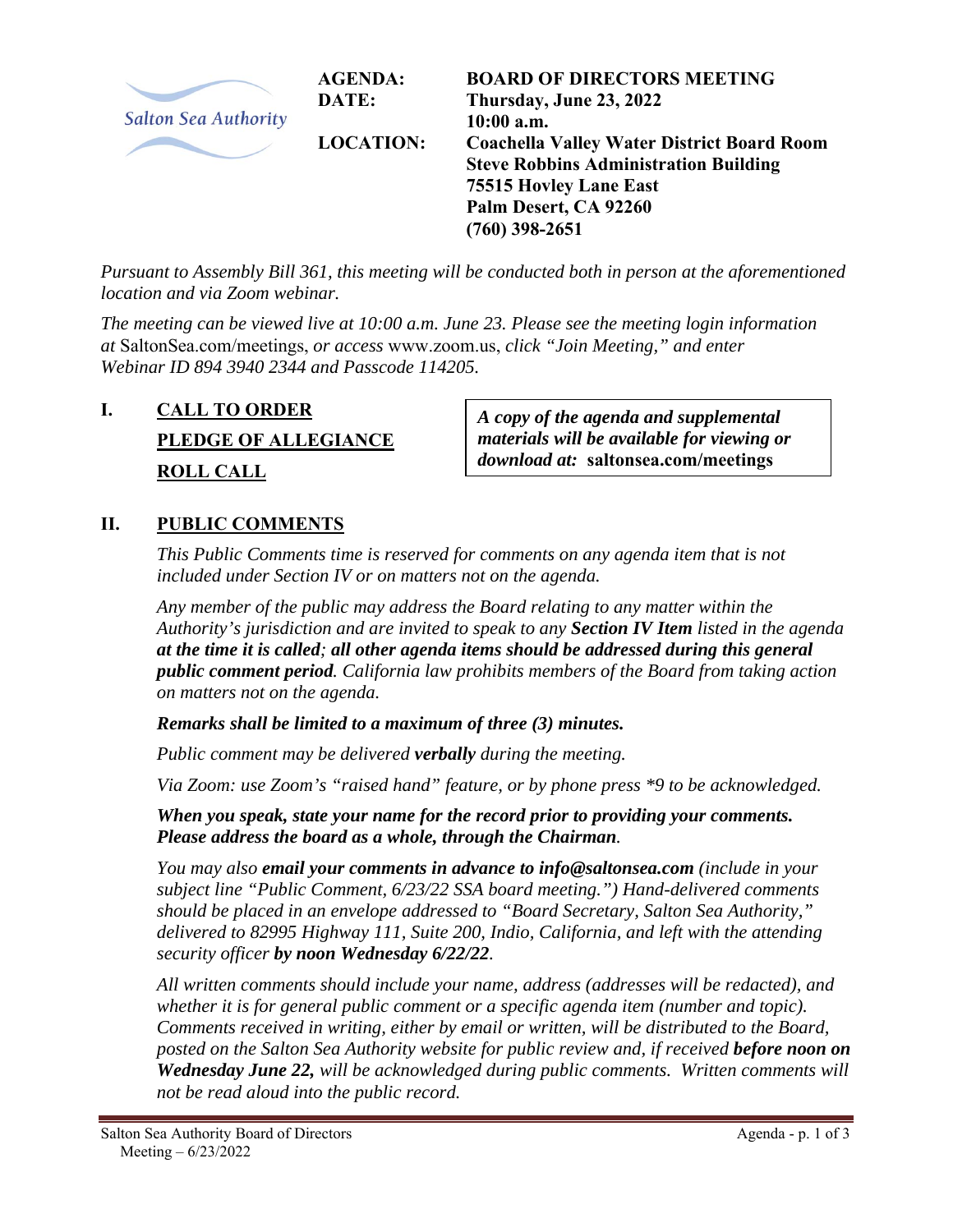Salton Sea Authority

| | |
|---|---|
| **AGENDA:** | **BOARD OF DIRECTORS MEETING** |
| **DATE:** | **Thursday, June 23, 2022** |
| | **10:00 a.m.** |
| **LOCATION:** | **Coachella Valley Water District Board Room** |
| | **Steve Robbins Administration Building** |
| | **75515 Hovley Lane East** |
| | **Palm Desert, CA 92260** |
| | **(760) 398-2651** |

*Pursuant to Assembly Bill 361, this meeting will be conducted both in person at the aforementioned location and via Zoom webinar.*

*The meeting can be viewed live at 10:00 a.m. June 23. Please see the meeting login information at* SaltonSea.com/meetings, *or access* www.zoom.us, *click "Join Meeting," and enter Webinar ID 894 3940 2344 and Passcode 114205.*

> ***A copy of the agenda and supplemental materials will be available for viewing or download at:* saltonsea.com/meetings**

## I. CALL TO ORDER

## PLEDGE OF ALLEGIANCE

## ROLL CALL

## II. PUBLIC COMMENTS

*This Public Comments time is reserved for comments on any agenda item that is not included under Section IV or on matters not on the agenda.*

*Any member of the public may address the Board relating to any matter within the Authority's jurisdiction and are invited to speak to any **Section IV Item** listed in the agenda **at the time it is called; all other agenda items should be addressed during this general public comment period**. California law prohibits members of the Board from taking action on matters not on the agenda.*

***Remarks shall be limited to a maximum of three (3) minutes.***

*Public comment may be delivered **verbally** during the meeting.*

*Via Zoom: use Zoom's "raised hand" feature, or by phone press *9 to be acknowledged.*

***When you speak, state your name for the record prior to providing your comments. Please address the board as a whole, through the Chairman.***

*You may also **email your comments in advance to info@saltonsea.com** (include in your subject line "Public Comment, 6/23/22 SSA board meeting.") Hand-delivered comments should be placed in an envelope addressed to "Board Secretary, Salton Sea Authority," delivered to 82995 Highway 111, Suite 200, Indio, California, and left with the attending security officer **by noon Wednesday 6/22/22**.*

*All written comments should include your name, address (addresses will be redacted), and whether it is for general public comment or a specific agenda item (number and topic). Comments received in writing, either by email or written, will be distributed to the Board, posted on the Salton Sea Authority website for public review and, if received **before noon on Wednesday June 22,** will be acknowledged during public comments. Written comments will not be read aloud into the public record.*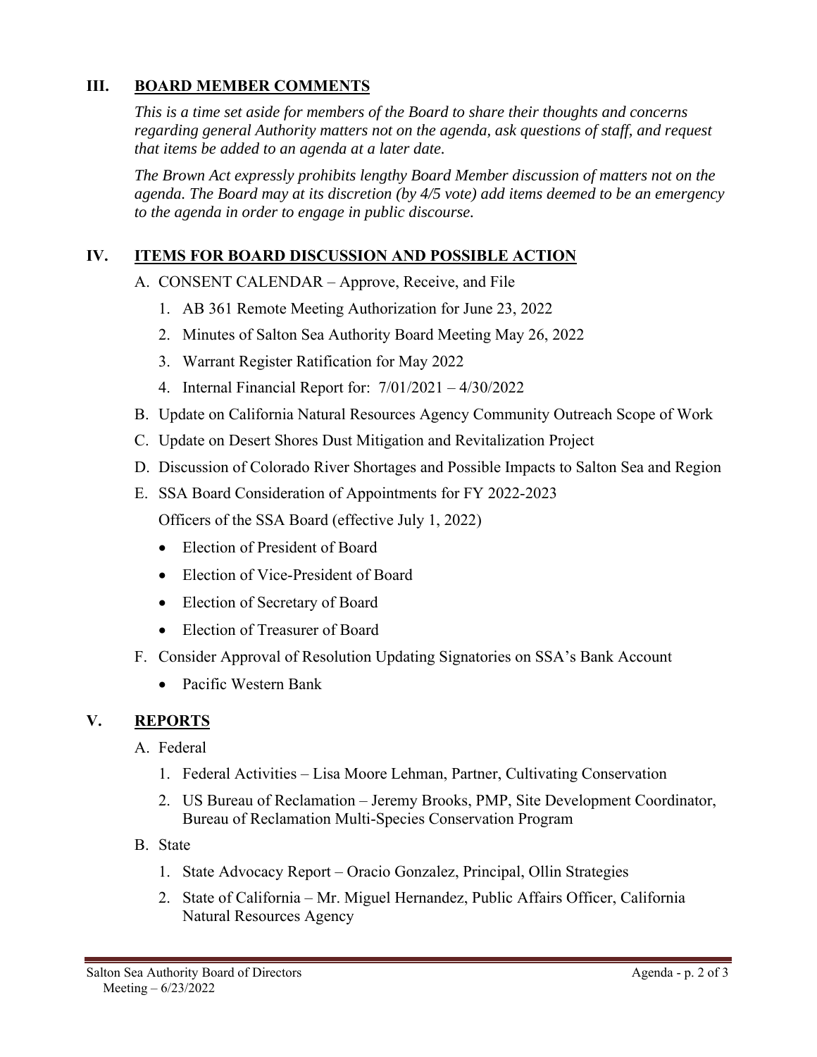## III. BOARD MEMBER COMMENTS

*This is a time set aside for members of the Board to share their thoughts and concerns regarding general Authority matters not on the agenda, ask questions of staff, and request that items be added to an agenda at a later date.*

*The Brown Act expressly prohibits lengthy Board Member discussion of matters not on the agenda. The Board may at its discretion (by 4/5 vote) add items deemed to be an emergency to the agenda in order to engage in public discourse.*

## IV. ITEMS FOR BOARD DISCUSSION AND POSSIBLE ACTION

A. CONSENT CALENDAR – Approve, Receive, and File

1. AB 361 Remote Meeting Authorization for June 23, 2022
2. Minutes of Salton Sea Authority Board Meeting May 26, 2022
3. Warrant Register Ratification for May 2022
4. Internal Financial Report for: 7/01/2021 – 4/30/2022

B. Update on California Natural Resources Agency Community Outreach Scope of Work

C. Update on Desert Shores Dust Mitigation and Revitalization Project

D. Discussion of Colorado River Shortages and Possible Impacts to Salton Sea and Region

E. SSA Board Consideration of Appointments for FY 2022-2023

Officers of the SSA Board (effective July 1, 2022)

- Election of President of Board
- Election of Vice-President of Board
- Election of Secretary of Board
- Election of Treasurer of Board

F. Consider Approval of Resolution Updating Signatories on SSA's Bank Account

- Pacific Western Bank

## V. REPORTS

A. Federal

1. Federal Activities – Lisa Moore Lehman, Partner, Cultivating Conservation
2. US Bureau of Reclamation – Jeremy Brooks, PMP, Site Development Coordinator, Bureau of Reclamation Multi-Species Conservation Program

B. State

1. State Advocacy Report – Oracio Gonzalez, Principal, Ollin Strategies
2. State of California – Mr. Miguel Hernandez, Public Affairs Officer, California Natural Resources Agency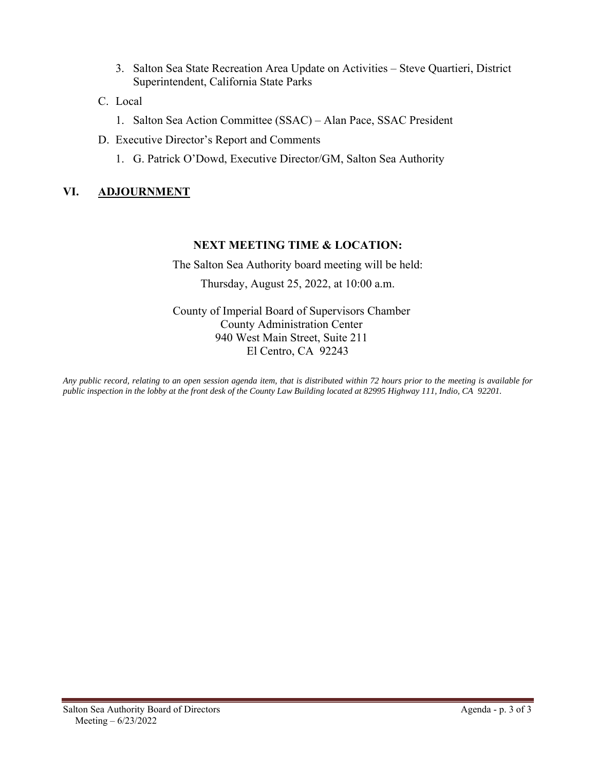3. Salton Sea State Recreation Area Update on Activities – Steve Quartieri, District Superintendent, California State Parks

C. Local

   1. Salton Sea Action Committee (SSAC) – Alan Pace, SSAC President

D. Executive Director's Report and Comments

   1. G. Patrick O'Dowd, Executive Director/GM, Salton Sea Authority

## VI. ADJOURNMENT

**NEXT MEETING TIME & LOCATION:**

The Salton Sea Authority board meeting will be held:

Thursday, August 25, 2022, at 10:00 a.m.

County of Imperial Board of Supervisors Chamber
County Administration Center
940 West Main Street, Suite 211
El Centro, CA 92243

*Any public record, relating to an open session agenda item, that is distributed within 72 hours prior to the meeting is available for public inspection in the lobby at the front desk of the County Law Building located at 82995 Highway 111, Indio, CA 92201.*